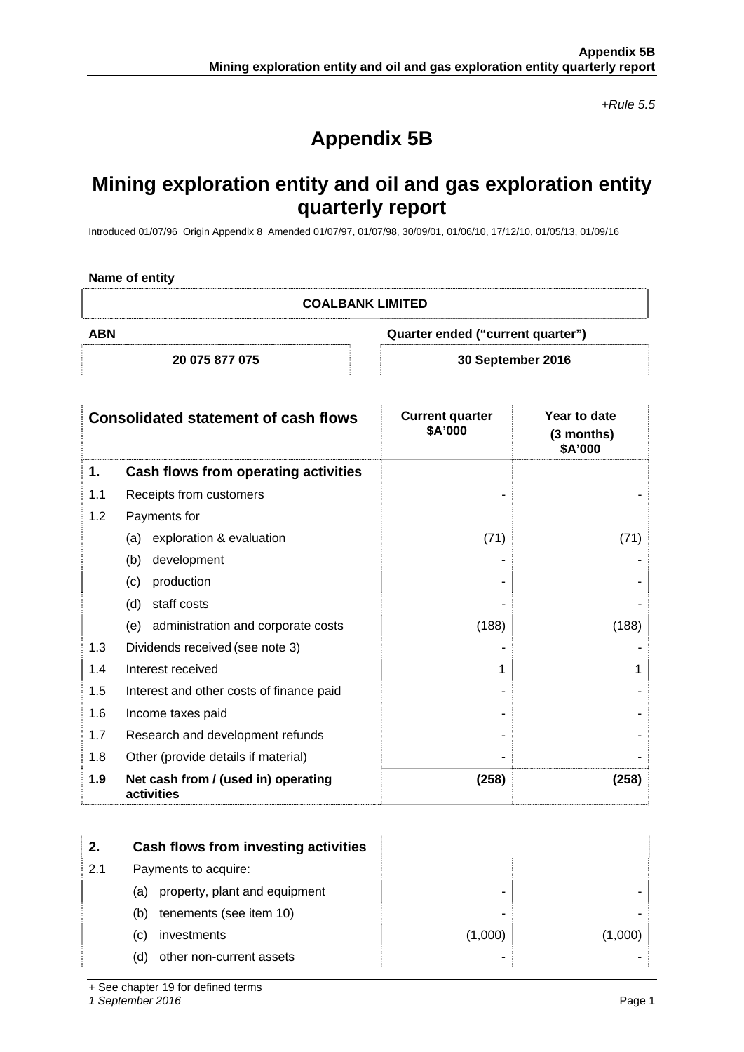*+Rule 5.5*

# Appendix 5B

# Mining exploration entity and oil and gas exploration entity quarterly report

Introduced 01/07/96 Origin Appendix 8 Amended 01/07/97, 01/07/98, 30/09/01, 01/06/10, 17/12/10, 01/05/13, 01/09/16

**Name of entity**

| COALBANK LIMITED | |
|---|---|
| **ABN** | **Quarter ended ("current quarter")** |
| **20 075 877 075** | **30 September 2016** |

| **Consolidated statement of cash flows** | | **Current quarter $A'000** | **Year to date (3 months) $A'000** |
|---|---|---|---|
| **1.** | **Cash flows from operating activities** | | |
| 1.1 | Receipts from customers | - | - |
| 1.2 | Payments for | | |
| | (a) exploration & evaluation | (71) | (71) |
| | (b) development | - | - |
| | (c) production | - | - |
| | (d) staff costs | - | - |
| | (e) administration and corporate costs | (188) | (188) |
| 1.3 | Dividends received (see note 3) | - | - |
| 1.4 | Interest received | 1 | 1 |
| 1.5 | Interest and other costs of finance paid | - | - |
| 1.6 | Income taxes paid | - | - |
| 1.7 | Research and development refunds | - | - |
| 1.8 | Other (provide details if material) | - | - |
| **1.9** | **Net cash from / (used in) operating activities** | **(258)** | **(258)** |

| **2.** | **Cash flows from investing activities** | | |
|---|---|---|---|
| 2.1 | Payments to acquire: | | |
| | (a) property, plant and equipment | - | - |
| | (b) tenements (see item 10) | - | - |
| | (c) investments | (1,000) | (1,000) |
| | (d) other non-current assets | - | - |

+ See chapter 19 for defined terms

*1 September 2016*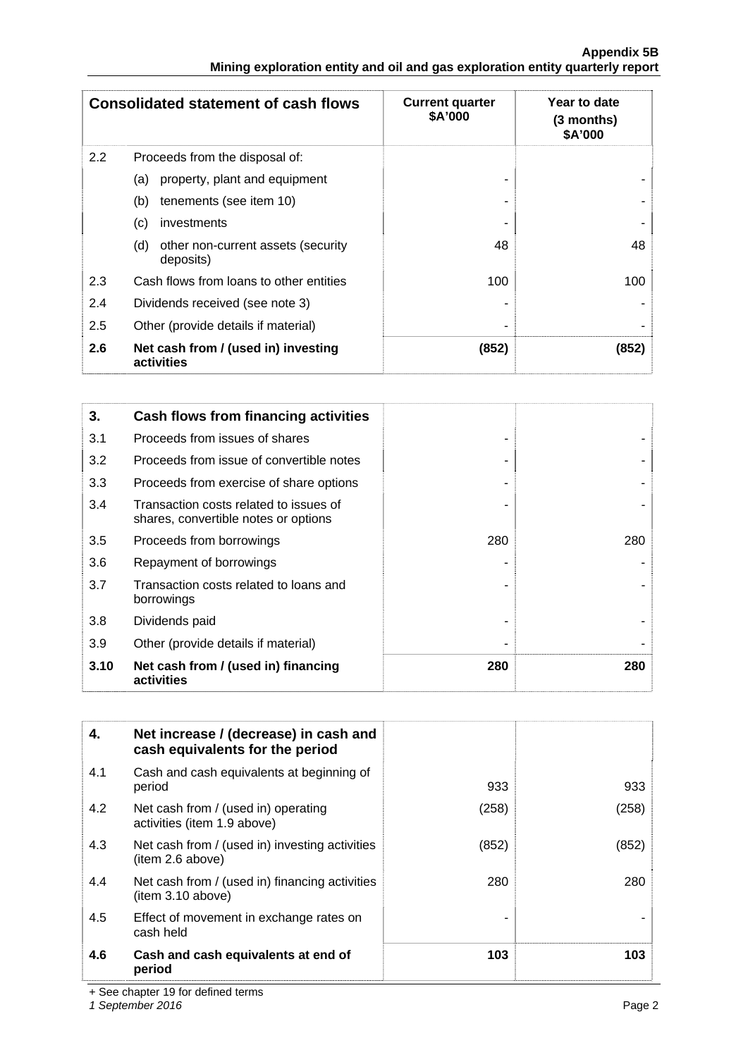| Consolidated statement of cash flows | | Current quarter $A'000 | Year to date (3 months) $A'000 |
|---|---|---|---|
| 2.2 | Proceeds from the disposal of: | | |
| | (a) property, plant and equipment | - | - |
| | (b) tenements (see item 10) | - | - |
| | (c) investments | - | - |
| | (d) other non-current assets (security deposits) | 48 | 48 |
| 2.3 | Cash flows from loans to other entities | 100 | 100 |
| 2.4 | Dividends received (see note 3) | - | - |
| 2.5 | Other (provide details if material) | - | - |
| **2.6** | **Net cash from / (used in) investing activities** | **(852)** | **(852)** |

| **3.** | **Cash flows from financing activities** | | |
|---|---|---|---|
| 3.1 | Proceeds from issues of shares | - | - |
| 3.2 | Proceeds from issue of convertible notes | - | - |
| 3.3 | Proceeds from exercise of share options | - | - |
| 3.4 | Transaction costs related to issues of shares, convertible notes or options | - | - |
| 3.5 | Proceeds from borrowings | 280 | 280 |
| 3.6 | Repayment of borrowings | - | - |
| 3.7 | Transaction costs related to loans and borrowings | - | - |
| 3.8 | Dividends paid | - | - |
| 3.9 | Other (provide details if material) | - | - |
| **3.10** | **Net cash from / (used in) financing activities** | **280** | **280** |

| **4.** | **Net increase / (decrease) in cash and cash equivalents for the period** | | |
|---|---|---|---|
| 4.1 | Cash and cash equivalents at beginning of period | 933 | 933 |
| 4.2 | Net cash from / (used in) operating activities (item 1.9 above) | (258) | (258) |
| 4.3 | Net cash from / (used in) investing activities (item 2.6 above) | (852) | (852) |
| 4.4 | Net cash from / (used in) financing activities (item 3.10 above) | 280 | 280 |
| 4.5 | Effect of movement in exchange rates on cash held | - | - |
| **4.6** | **Cash and cash equivalents at end of period** | **103** | **103** |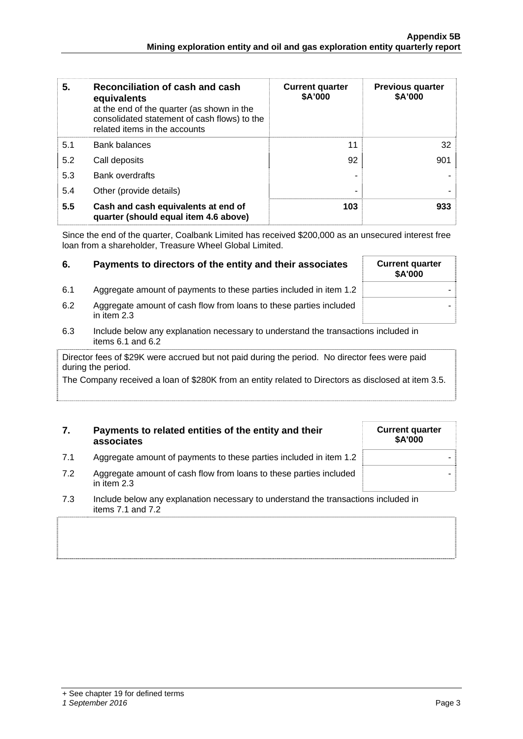| 5. | Reconciliation of cash and cash equivalents at the end of the quarter (as shown in the consolidated statement of cash flows) to the related items in the accounts | Current quarter $A'000 | Previous quarter $A'000 |
|---|---|---|---|
| 5.1 | Bank balances | 11 | 32 |
| 5.2 | Call deposits | 92 | 901 |
| 5.3 | Bank overdrafts | - | - |
| 5.4 | Other (provide details) | - | - |
| **5.5** | **Cash and cash equivalents at end of quarter (should equal item 4.6 above)** | **103** | **933** |

Since the end of the quarter, Coalbank Limited has received $200,000 as an unsecured interest free loan from a shareholder, Treasure Wheel Global Limited.

| 6. | Payments to directors of the entity and their associates | Current quarter $A'000 |
|---|---|---|
| 6.1 | Aggregate amount of payments to these parties included in item 1.2 | - |
| 6.2 | Aggregate amount of cash flow from loans to these parties included in item 2.3 | - |

6.3 Include below any explanation necessary to understand the transactions included in items 6.1 and 6.2

Director fees of $29K were accrued but not paid during the period. No director fees were paid during the period.

The Company received a loan of $280K from an entity related to Directors as disclosed at item 3.5.

| 7. | Payments to related entities of the entity and their associates | Current quarter $A'000 |
|---|---|---|
| 7.1 | Aggregate amount of payments to these parties included in item 1.2 | - |
| 7.2 | Aggregate amount of cash flow from loans to these parties included in item 2.3 | - |

7.3 Include below any explanation necessary to understand the transactions included in items 7.1 and 7.2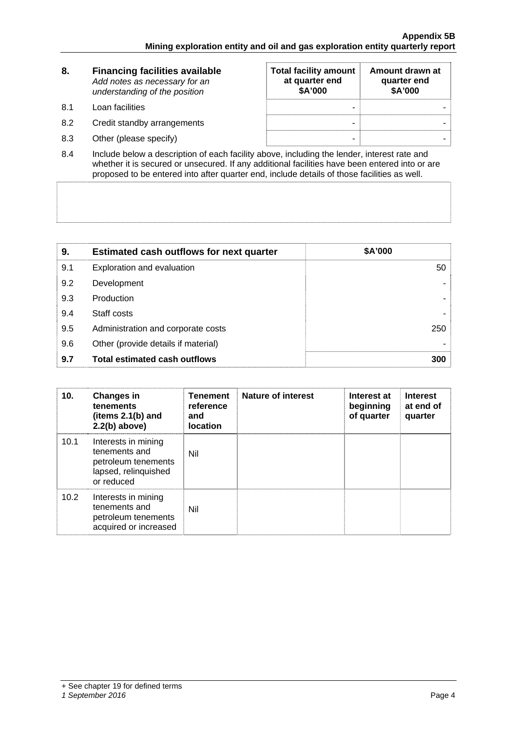| 8. | **Financing facilities available** *Add notes as necessary for an understanding of the position* | **Total facility amount at quarter end $A'000** | **Amount drawn at quarter end $A'000** |
|---|---|---|---|
| 8.1 | Loan facilities | - | - |
| 8.2 | Credit standby arrangements | - | - |
| 8.3 | Other (please specify) | - | - |

8.4 Include below a description of each facility above, including the lender, interest rate and whether it is secured or unsecured. If any additional facilities have been entered into or are proposed to be entered into after quarter end, include details of those facilities as well.

| 9. | **Estimated cash outflows for next quarter** | **$A'000** |
|---|---|---|
| 9.1 | Exploration and evaluation | 50 |
| 9.2 | Development | - |
| 9.3 | Production | - |
| 9.4 | Staff costs | - |
| 9.5 | Administration and corporate costs | 250 |
| 9.6 | Other (provide details if material) | - |
| **9.7** | **Total estimated cash outflows** | **300** |

| 10. | **Changes in tenements (items 2.1(b) and 2.2(b) above)** | **Tenement reference and location** | **Nature of interest** | **Interest at beginning of quarter** | **Interest at end of quarter** |
|---|---|---|---|---|---|
| 10.1 | Interests in mining tenements and petroleum tenements lapsed, relinquished or reduced | Nil | | | |
| 10.2 | Interests in mining tenements and petroleum tenements acquired or increased | Nil | | | |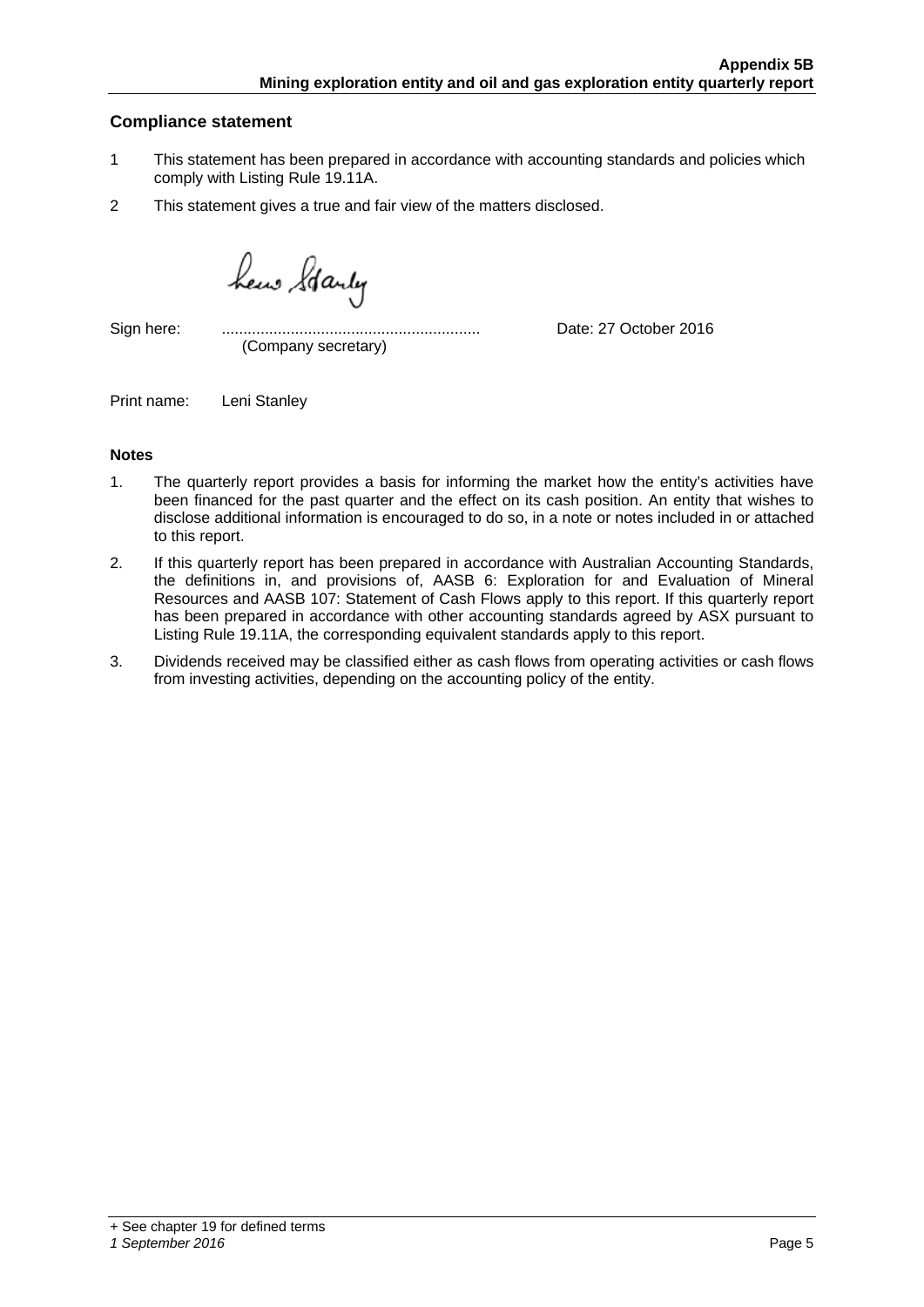## Compliance statement

1 This statement has been prepared in accordance with accounting standards and policies which comply with Listing Rule 19.11A.

2 This statement gives a true and fair view of the matters disclosed.

Sign here: ............................................................ Date: 27 October 2016
(Company secretary)

Print name: Leni Stanley

### Notes

1. The quarterly report provides a basis for informing the market how the entity's activities have been financed for the past quarter and the effect on its cash position. An entity that wishes to disclose additional information is encouraged to do so, in a note or notes included in or attached to this report.

2. If this quarterly report has been prepared in accordance with Australian Accounting Standards, the definitions in, and provisions of, AASB 6: Exploration for and Evaluation of Mineral Resources and AASB 107: Statement of Cash Flows apply to this report. If this quarterly report has been prepared in accordance with other accounting standards agreed by ASX pursuant to Listing Rule 19.11A, the corresponding equivalent standards apply to this report.

3. Dividends received may be classified either as cash flows from operating activities or cash flows from investing activities, depending on the accounting policy of the entity.

+ See chapter 19 for defined terms